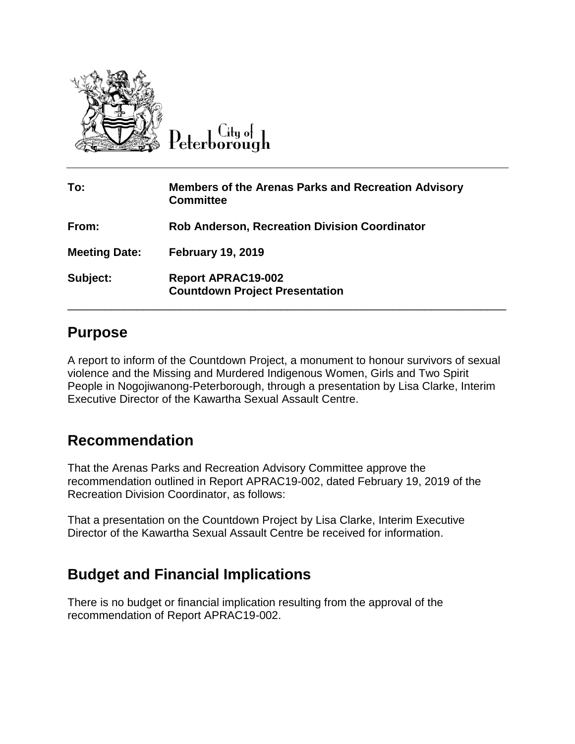City of Peterborough

| | |
|---|---|
| **To:** | **Members of the Arenas Parks and Recreation Advisory Committee** |
| **From:** | **Rob Anderson, Recreation Division Coordinator** |
| **Meeting Date:** | **February 19, 2019** |
| **Subject:** | **Report APRAC19-002**<br>**Countdown Project Presentation** |

## Purpose

A report to inform of the Countdown Project, a monument to honour survivors of sexual violence and the Missing and Murdered Indigenous Women, Girls and Two Spirit People in Nogojiwanong-Peterborough, through a presentation by Lisa Clarke, Interim Executive Director of the Kawartha Sexual Assault Centre.

## Recommendation

That the Arenas Parks and Recreation Advisory Committee approve the recommendation outlined in Report APRAC19-002, dated February 19, 2019 of the Recreation Division Coordinator, as follows:

That a presentation on the Countdown Project by Lisa Clarke, Interim Executive Director of the Kawartha Sexual Assault Centre be received for information.

## Budget and Financial Implications

There is no budget or financial implication resulting from the approval of the recommendation of Report APRAC19-002.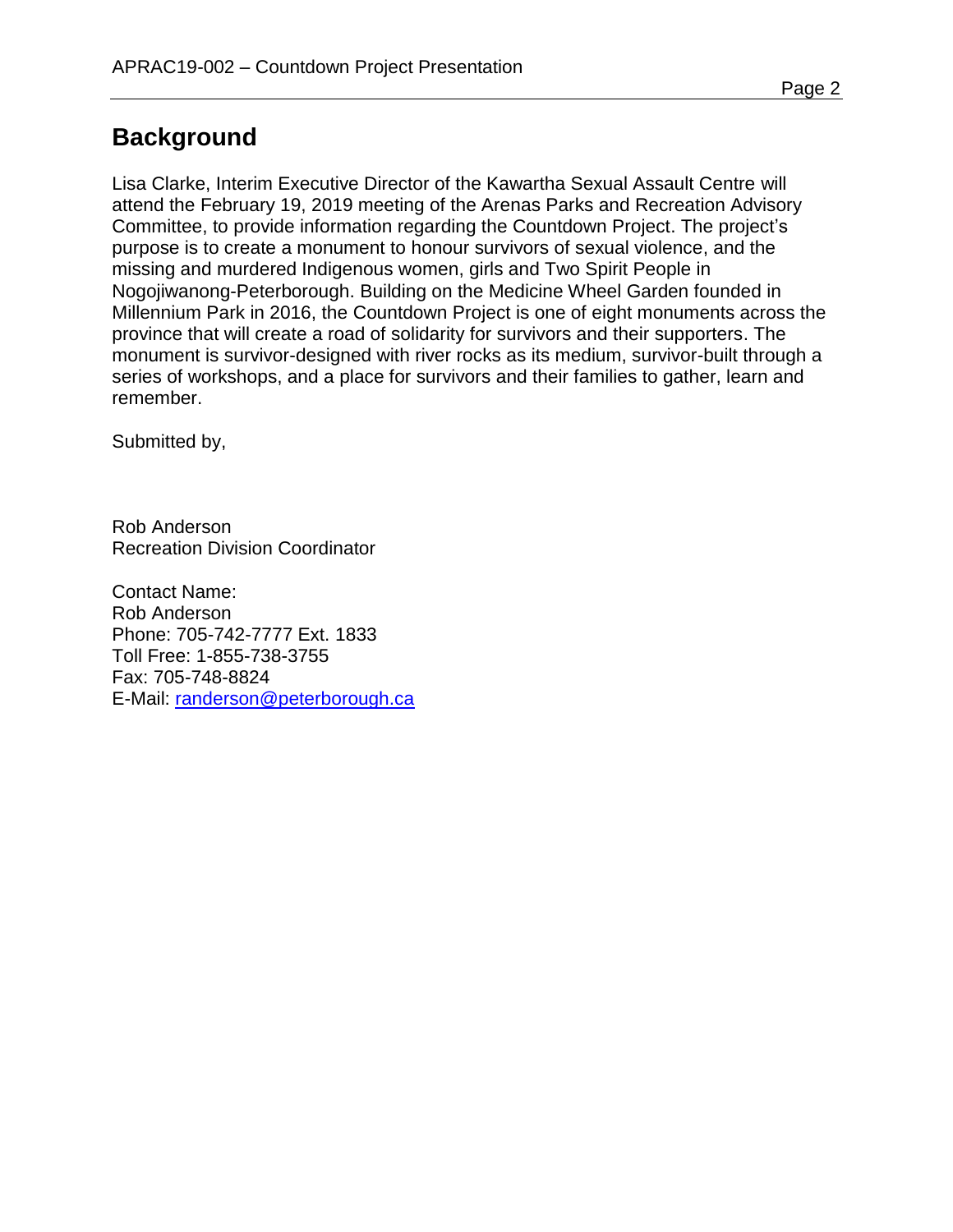## Background

Lisa Clarke, Interim Executive Director of the Kawartha Sexual Assault Centre will attend the February 19, 2019 meeting of the Arenas Parks and Recreation Advisory Committee, to provide information regarding the Countdown Project. The project's purpose is to create a monument to honour survivors of sexual violence, and the missing and murdered Indigenous women, girls and Two Spirit People in Nogojiwanong-Peterborough. Building on the Medicine Wheel Garden founded in Millennium Park in 2016, the Countdown Project is one of eight monuments across the province that will create a road of solidarity for survivors and their supporters. The monument is survivor-designed with river rocks as its medium, survivor-built through a series of workshops, and a place for survivors and their families to gather, learn and remember.

Submitted by,

Rob Anderson
Recreation Division Coordinator

Contact Name:
Rob Anderson
Phone: 705-742-7777 Ext. 1833
Toll Free: 1-855-738-3755
Fax: 705-748-8824
E-Mail: randerson@peterborough.ca